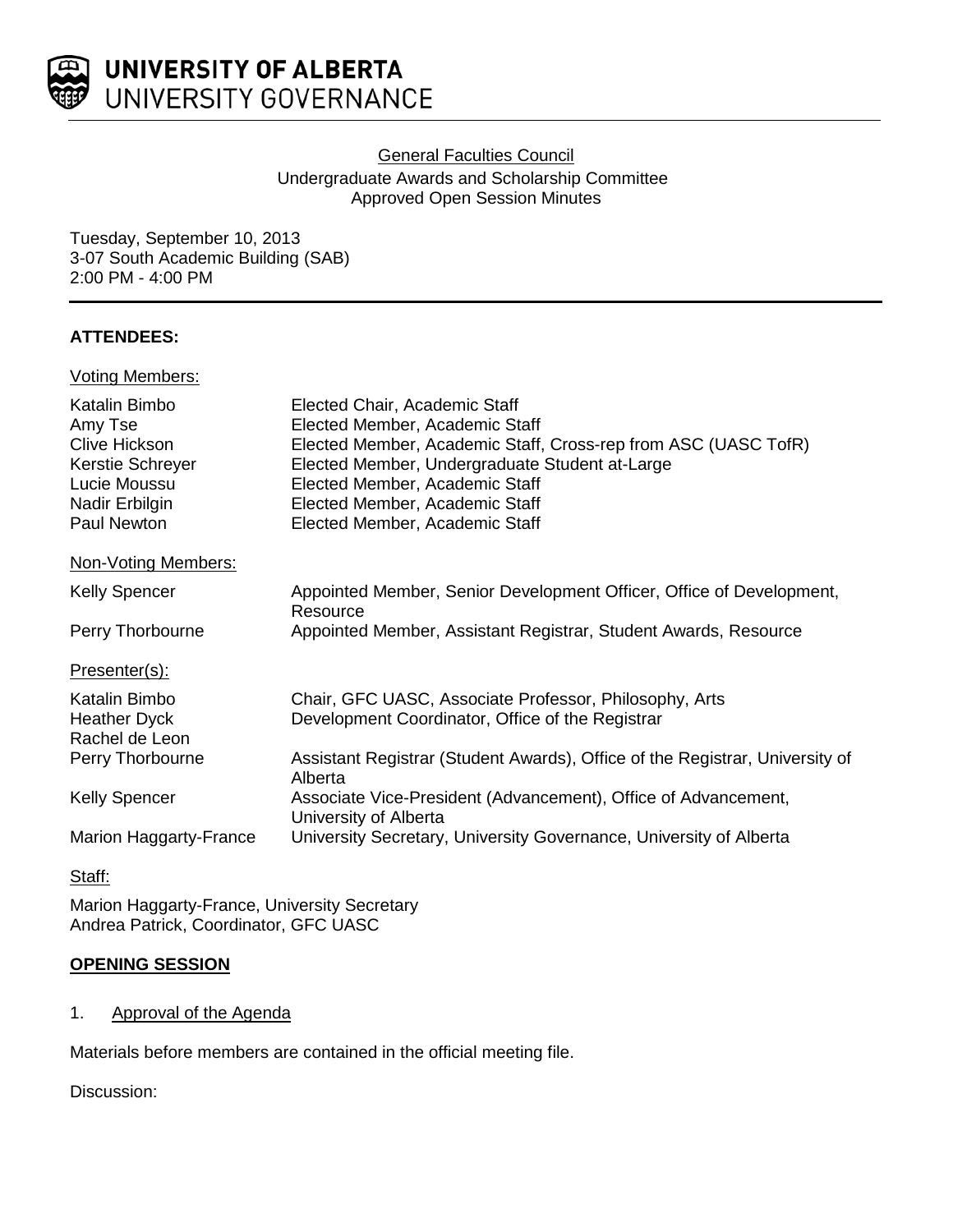**UNIVERSITY OF ALBERTA**
UNIVERSITY GOVERNANCE

General Faculties Council
Undergraduate Awards and Scholarship Committee
Approved Open Session Minutes

Tuesday, September 10, 2013
3-07 South Academic Building (SAB)
2:00 PM - 4:00 PM

**ATTENDEES:**

Voting Members:

| | |
|---|---|
| Katalin Bimbo | Elected Chair, Academic Staff |
| Amy Tse | Elected Member, Academic Staff |
| Clive Hickson | Elected Member, Academic Staff, Cross-rep from ASC (UASC TofR) |
| Kerstie Schreyer | Elected Member, Undergraduate Student at-Large |
| Lucie Moussu | Elected Member, Academic Staff |
| Nadir Erbilgin | Elected Member, Academic Staff |
| Paul Newton | Elected Member, Academic Staff |

Non-Voting Members:

| | |
|---|---|
| Kelly Spencer | Appointed Member, Senior Development Officer, Office of Development, Resource |
| Perry Thorbourne | Appointed Member, Assistant Registrar, Student Awards, Resource |

Presenter(s):

| | |
|---|---|
| Katalin Bimbo | Chair, GFC UASC, Associate Professor, Philosophy, Arts |
| Heather Dyck | Development Coordinator, Office of the Registrar |
| Rachel de Leon | |
| Perry Thorbourne | Assistant Registrar (Student Awards), Office of the Registrar, University of Alberta |
| Kelly Spencer | Associate Vice-President (Advancement), Office of Advancement, University of Alberta |
| Marion Haggarty-France | University Secretary, University Governance, University of Alberta |

Staff:

Marion Haggarty-France, University Secretary
Andrea Patrick, Coordinator, GFC UASC

**OPENING SESSION**

1. Approval of the Agenda

Materials before members are contained in the official meeting file.

Discussion: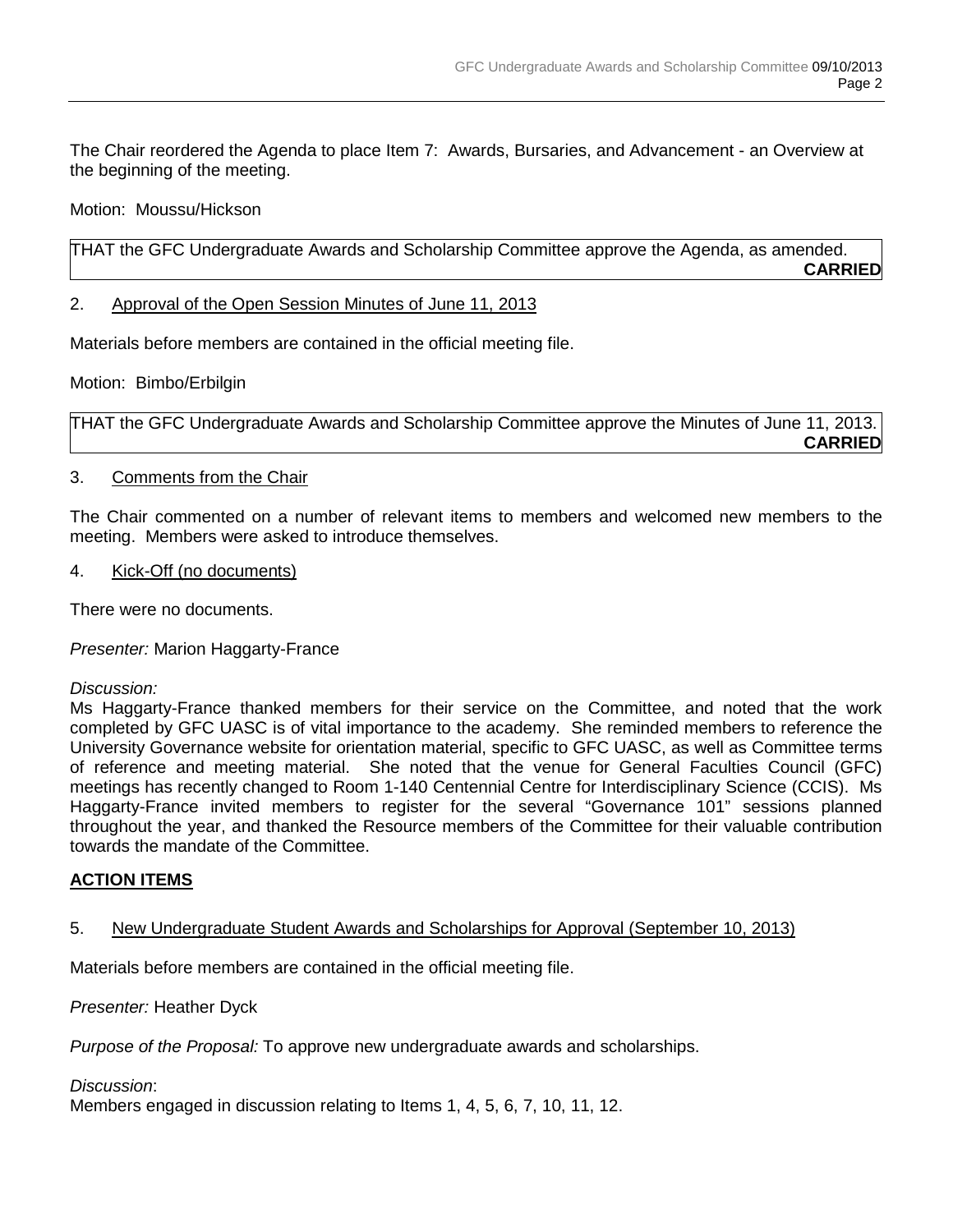The Chair reordered the Agenda to place Item 7: Awards, Bursaries, and Advancement - an Overview at the beginning of the meeting.

Motion: Moussu/Hickson

THAT the GFC Undergraduate Awards and Scholarship Committee approve the Agenda, as amended.
**CARRIED**

2. Approval of the Open Session Minutes of June 11, 2013

Materials before members are contained in the official meeting file.

Motion: Bimbo/Erbilgin

THAT the GFC Undergraduate Awards and Scholarship Committee approve the Minutes of June 11, 2013.
**CARRIED**

3. Comments from the Chair

The Chair commented on a number of relevant items to members and welcomed new members to the meeting. Members were asked to introduce themselves.

4. Kick-Off (no documents)

There were no documents.

*Presenter:* Marion Haggarty-France

*Discussion:*
Ms Haggarty-France thanked members for their service on the Committee, and noted that the work completed by GFC UASC is of vital importance to the academy. She reminded members to reference the University Governance website for orientation material, specific to GFC UASC, as well as Committee terms of reference and meeting material. She noted that the venue for General Faculties Council (GFC) meetings has recently changed to Room 1-140 Centennial Centre for Interdisciplinary Science (CCIS). Ms Haggarty-France invited members to register for the several "Governance 101" sessions planned throughout the year, and thanked the Resource members of the Committee for their valuable contribution towards the mandate of the Committee.

**ACTION ITEMS**

5. New Undergraduate Student Awards and Scholarships for Approval (September 10, 2013)

Materials before members are contained in the official meeting file.

*Presenter:* Heather Dyck

*Purpose of the Proposal:* To approve new undergraduate awards and scholarships.

*Discussion*:
Members engaged in discussion relating to Items 1, 4, 5, 6, 7, 10, 11, 12.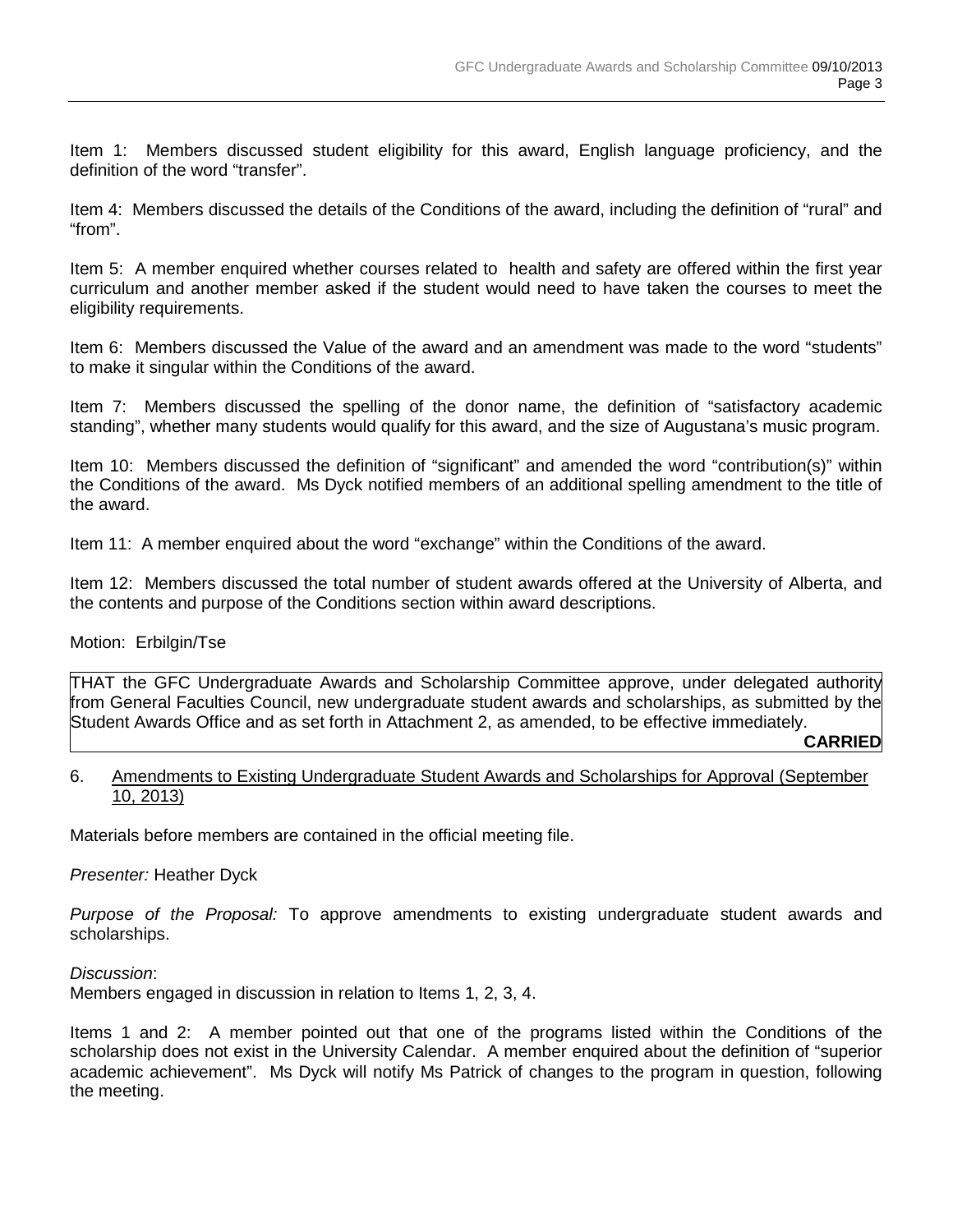Item 1: Members discussed student eligibility for this award, English language proficiency, and the definition of the word "transfer".

Item 4: Members discussed the details of the Conditions of the award, including the definition of "rural" and "from".

Item 5: A member enquired whether courses related to health and safety are offered within the first year curriculum and another member asked if the student would need to have taken the courses to meet the eligibility requirements.

Item 6: Members discussed the Value of the award and an amendment was made to the word "students" to make it singular within the Conditions of the award.

Item 7: Members discussed the spelling of the donor name, the definition of "satisfactory academic standing", whether many students would qualify for this award, and the size of Augustana's music program.

Item 10: Members discussed the definition of "significant" and amended the word "contribution(s)" within the Conditions of the award. Ms Dyck notified members of an additional spelling amendment to the title of the award.

Item 11: A member enquired about the word "exchange" within the Conditions of the award.

Item 12: Members discussed the total number of student awards offered at the University of Alberta, and the contents and purpose of the Conditions section within award descriptions.

Motion: Erbilgin/Tse

THAT the GFC Undergraduate Awards and Scholarship Committee approve, under delegated authority from General Faculties Council, new undergraduate student awards and scholarships, as submitted by the Student Awards Office and as set forth in Attachment 2, as amended, to be effective immediately.

**CARRIED**

6. Amendments to Existing Undergraduate Student Awards and Scholarships for Approval (September 10, 2013)

Materials before members are contained in the official meeting file.

*Presenter:* Heather Dyck

*Purpose of the Proposal:* To approve amendments to existing undergraduate student awards and scholarships.

*Discussion*:
Members engaged in discussion in relation to Items 1, 2, 3, 4.

Items 1 and 2: A member pointed out that one of the programs listed within the Conditions of the scholarship does not exist in the University Calendar. A member enquired about the definition of "superior academic achievement". Ms Dyck will notify Ms Patrick of changes to the program in question, following the meeting.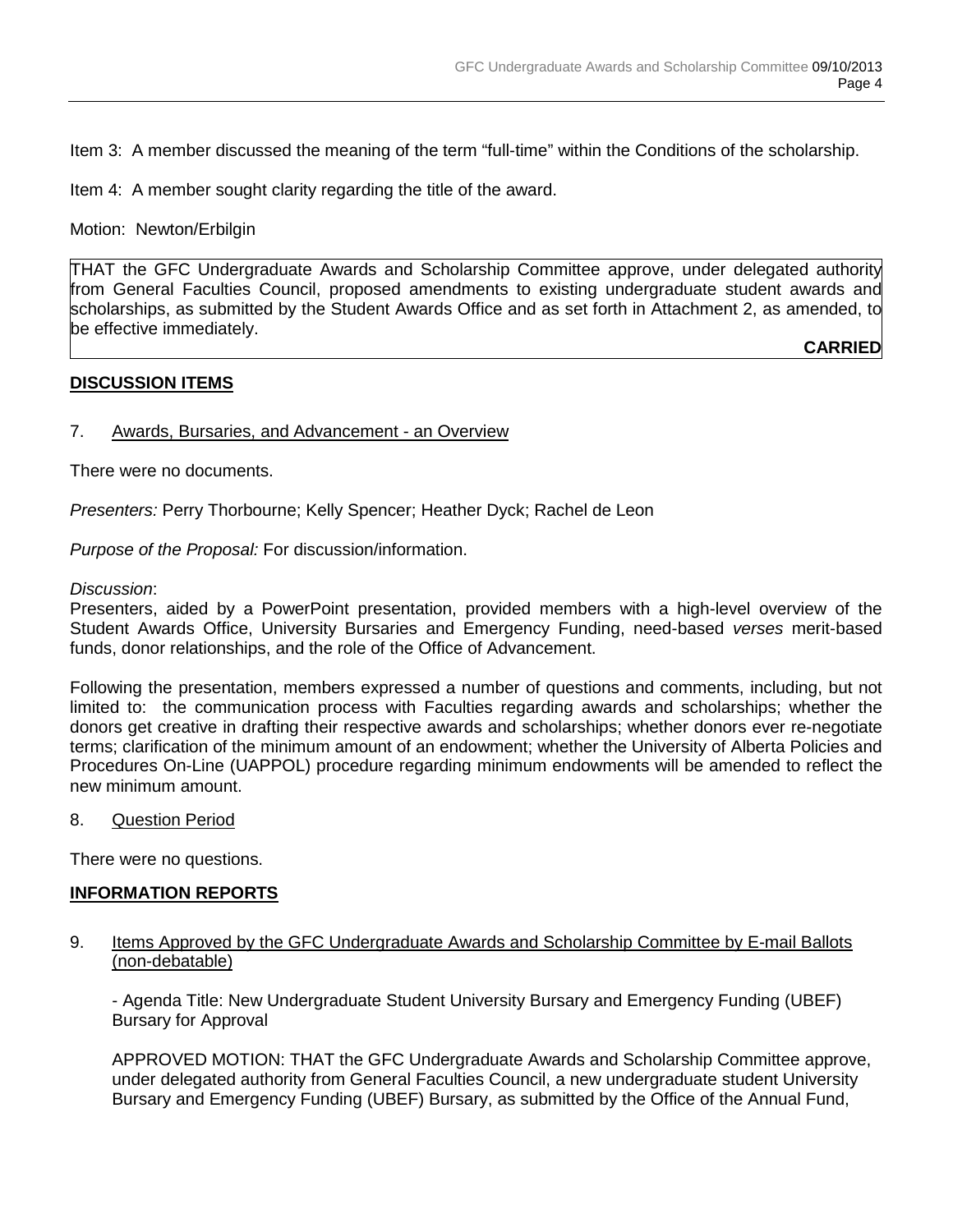Item 3: A member discussed the meaning of the term "full-time" within the Conditions of the scholarship.

Item 4: A member sought clarity regarding the title of the award.

Motion: Newton/Erbilgin

> THAT the GFC Undergraduate Awards and Scholarship Committee approve, under delegated authority from General Faculties Council, proposed amendments to existing undergraduate student awards and scholarships, as submitted by the Student Awards Office and as set forth in Attachment 2, as amended, to be effective immediately.
>
> **CARRIED**

## DISCUSSION ITEMS

7. Awards, Bursaries, and Advancement - an Overview

There were no documents.

*Presenters:* Perry Thorbourne; Kelly Spencer; Heather Dyck; Rachel de Leon

*Purpose of the Proposal:* For discussion/information.

*Discussion*:
Presenters, aided by a PowerPoint presentation, provided members with a high-level overview of the Student Awards Office, University Bursaries and Emergency Funding, need-based *verses* merit-based funds, donor relationships, and the role of the Office of Advancement.

Following the presentation, members expressed a number of questions and comments, including, but not limited to: the communication process with Faculties regarding awards and scholarships; whether the donors get creative in drafting their respective awards and scholarships; whether donors ever re-negotiate terms; clarification of the minimum amount of an endowment; whether the University of Alberta Policies and Procedures On-Line (UAPPOL) procedure regarding minimum endowments will be amended to reflect the new minimum amount.

8. Question Period

There were no questions.

## INFORMATION REPORTS

9. Items Approved by the GFC Undergraduate Awards and Scholarship Committee by E-mail Ballots (non-debatable)

   - Agenda Title: New Undergraduate Student University Bursary and Emergency Funding (UBEF) Bursary for Approval

   APPROVED MOTION: THAT the GFC Undergraduate Awards and Scholarship Committee approve, under delegated authority from General Faculties Council, a new undergraduate student University Bursary and Emergency Funding (UBEF) Bursary, as submitted by the Office of the Annual Fund,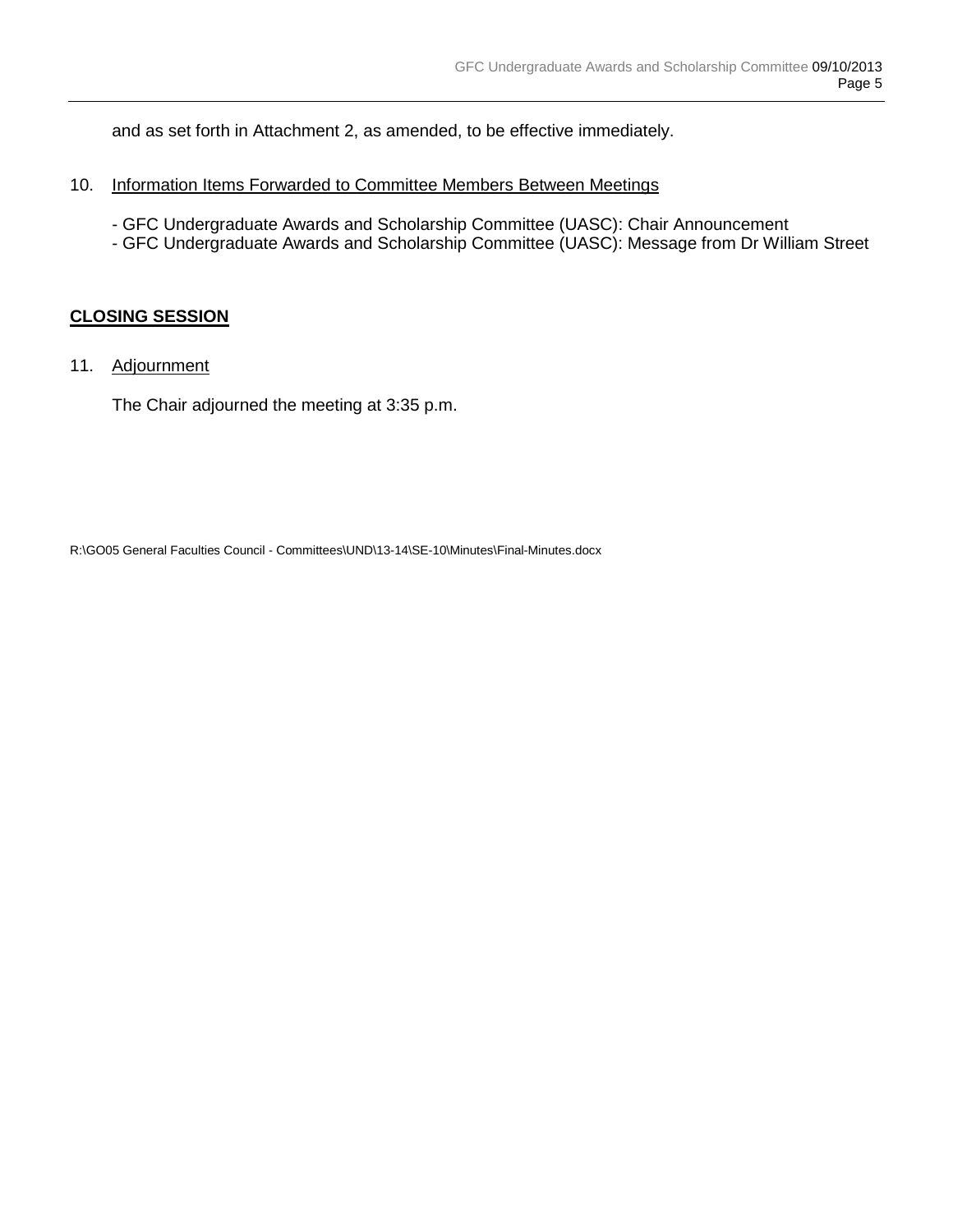and as set forth in Attachment 2, as amended, to be effective immediately.

10. Information Items Forwarded to Committee Members Between Meetings

- GFC Undergraduate Awards and Scholarship Committee (UASC): Chair Announcement
- GFC Undergraduate Awards and Scholarship Committee (UASC): Message from Dr William Street

## CLOSING SESSION

11. Adjournment

The Chair adjourned the meeting at 3:35 p.m.

R:\GO05 General Faculties Council - Committees\UND\13-14\SE-10\Minutes\Final-Minutes.docx